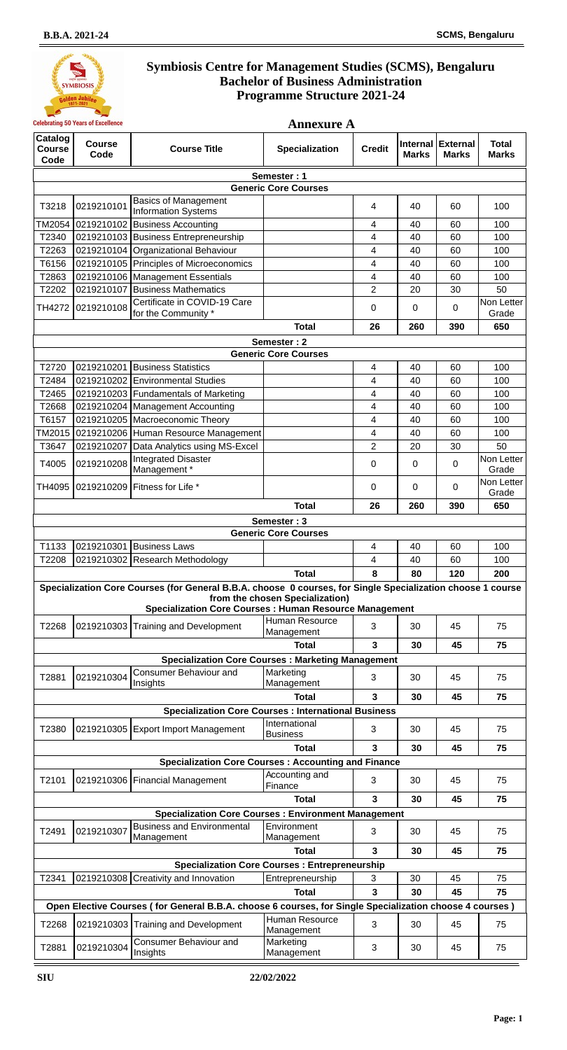# Symbiosis Centre for Management Studies (SCMS), Bengaluru
## Bachelor of Business Administration
## Programme Structure 2021-24

Celebrating 50 Years of Excellence

### Annexure A

| Catalog Course Code | Course Code | Course Title | Specialization | Credit | Internal Marks | External Marks | Total Marks |
|---|---|---|---|---|---|---|---|
| **Semester : 1** | | | | | | | |
| **Generic Core Courses** | | | | | | | |
| T3218 | 0219210101 | Basics of Management Information Systems | | 4 | 40 | 60 | 100 |
| TM2054 | 0219210102 | Business Accounting | | 4 | 40 | 60 | 100 |
| T2340 | 0219210103 | Business Entrepreneurship | | 4 | 40 | 60 | 100 |
| T2263 | 0219210104 | Organizational Behaviour | | 4 | 40 | 60 | 100 |
| T6156 | 0219210105 | Principles of Microeconomics | | 4 | 40 | 60 | 100 |
| T2863 | 0219210106 | Management Essentials | | 4 | 40 | 60 | 100 |
| T2202 | 0219210107 | Business Mathematics | | 2 | 20 | 30 | 50 |
| TH4272 | 0219210108 | Certificate in COVID-19 Care for the Community * | | 0 | 0 | 0 | Non Letter Grade |
| | | | **Total** | **26** | **260** | **390** | **650** |
| **Semester : 2** | | | | | | | |
| **Generic Core Courses** | | | | | | | |
| T2720 | 0219210201 | Business Statistics | | 4 | 40 | 60 | 100 |
| T2484 | 0219210202 | Environmental Studies | | 4 | 40 | 60 | 100 |
| T2465 | 0219210203 | Fundamentals of Marketing | | 4 | 40 | 60 | 100 |
| T2668 | 0219210204 | Management Accounting | | 4 | 40 | 60 | 100 |
| T6157 | 0219210205 | Macroeconomic Theory | | 4 | 40 | 60 | 100 |
| TM2015 | 0219210206 | Human Resource Management | | 4 | 40 | 60 | 100 |
| T3647 | 0219210207 | Data Analytics using MS-Excel | | 2 | 20 | 30 | 50 |
| T4005 | 0219210208 | Integrated Disaster Management * | | 0 | 0 | 0 | Non Letter Grade |
| TH4095 | 0219210209 | Fitness for Life * | | 0 | 0 | 0 | Non Letter Grade |
| | | | **Total** | **26** | **260** | **390** | **650** |
| **Semester : 3** | | | | | | | |
| **Generic Core Courses** | | | | | | | |
| T1133 | 0219210301 | Business Laws | | 4 | 40 | 60 | 100 |
| T2208 | 0219210302 | Research Methodology | | 4 | 40 | 60 | 100 |
| | | | **Total** | **8** | **80** | **120** | **200** |
| **Specialization Core Courses (for General B.B.A. choose 0 courses, for Single Specialization choose 1 course from the chosen Specialization)** | | | | | | | |
| **Specialization Core Courses : Human Resource Management** | | | | | | | |
| T2268 | 0219210303 | Training and Development | Human Resource Management | 3 | 30 | 45 | 75 |
| | | | **Total** | **3** | **30** | **45** | **75** |
| **Specialization Core Courses : Marketing Management** | | | | | | | |
| T2881 | 0219210304 | Consumer Behaviour and Insights | Marketing Management | 3 | 30 | 45 | 75 |
| | | | **Total** | **3** | **30** | **45** | **75** |
| **Specialization Core Courses : International Business** | | | | | | | |
| T2380 | 0219210305 | Export Import Management | International Business | 3 | 30 | 45 | 75 |
| | | | **Total** | **3** | **30** | **45** | **75** |
| **Specialization Core Courses : Accounting and Finance** | | | | | | | |
| T2101 | 0219210306 | Financial Management | Accounting and Finance | 3 | 30 | 45 | 75 |
| | | | **Total** | **3** | **30** | **45** | **75** |
| **Specialization Core Courses : Environment Management** | | | | | | | |
| T2491 | 0219210307 | Business and Environmental Management | Environment Management | 3 | 30 | 45 | 75 |
| | | | **Total** | **3** | **30** | **45** | **75** |
| **Specialization Core Courses : Entrepreneurship** | | | | | | | |
| T2341 | 0219210308 | Creativity and Innovation | Entrepreneurship | 3 | 30 | 45 | 75 |
| | | | **Total** | **3** | **30** | **45** | **75** |
| **Open Elective Courses ( for General B.B.A. choose 6 courses, for Single Specialization choose 4 courses )** | | | | | | | |
| T2268 | 0219210303 | Training and Development | Human Resource Management | 3 | 30 | 45 | 75 |
| T2881 | 0219210304 | Consumer Behaviour and Insights | Marketing Management | 3 | 30 | 45 | 75 |

SIU 22/02/2022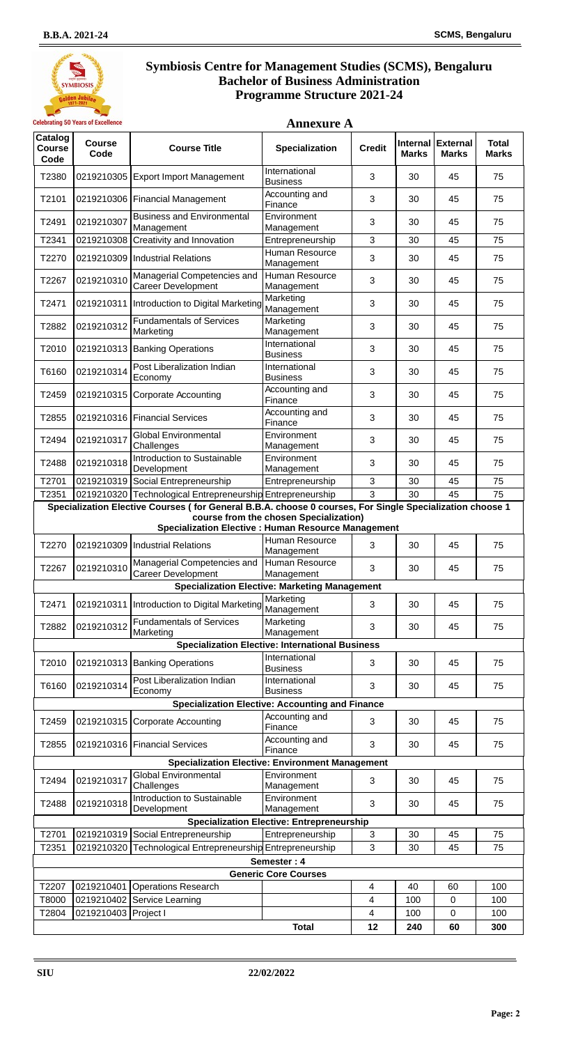# Symbiosis Centre for Management Studies (SCMS), Bengaluru
## Bachelor of Business Administration
## Programme Structure 2021-24

Celebrating 50 Years of Excellence

### Annexure A

| Catalog Course Code | Course Code | Course Title | Specialization | Credit | Internal Marks | External Marks | Total Marks |
|---|---|---|---|---|---|---|---|
| T2380 | 0219210305 | Export Import Management | International Business | 3 | 30 | 45 | 75 |
| T2101 | 0219210306 | Financial Management | Accounting and Finance | 3 | 30 | 45 | 75 |
| T2491 | 0219210307 | Business and Environmental Management | Environment Management | 3 | 30 | 45 | 75 |
| T2341 | 0219210308 | Creativity and Innovation | Entrepreneurship | 3 | 30 | 45 | 75 |
| T2270 | 0219210309 | Industrial Relations | Human Resource Management | 3 | 30 | 45 | 75 |
| T2267 | 0219210310 | Managerial Competencies and Career Development | Human Resource Management | 3 | 30 | 45 | 75 |
| T2471 | 0219210311 | Introduction to Digital Marketing | Marketing Management | 3 | 30 | 45 | 75 |
| T2882 | 0219210312 | Fundamentals of Services Marketing | Marketing Management | 3 | 30 | 45 | 75 |
| T2010 | 0219210313 | Banking Operations | International Business | 3 | 30 | 45 | 75 |
| T6160 | 0219210314 | Post Liberalization Indian Economy | International Business | 3 | 30 | 45 | 75 |
| T2459 | 0219210315 | Corporate Accounting | Accounting and Finance | 3 | 30 | 45 | 75 |
| T2855 | 0219210316 | Financial Services | Accounting and Finance | 3 | 30 | 45 | 75 |
| T2494 | 0219210317 | Global Environmental Challenges | Environment Management | 3 | 30 | 45 | 75 |
| T2488 | 0219210318 | Introduction to Sustainable Development | Environment Management | 3 | 30 | 45 | 75 |
| T2701 | 0219210319 | Social Entrepreneurship | Entrepreneurship | 3 | 30 | 45 | 75 |
| T2351 | 0219210320 | Technological Entrepreneurship | Entrepreneurship | 3 | 30 | 45 | 75 |
| **Specialization Elective Courses ( for General B.B.A. choose 0 courses, For Single Specialization choose 1 course from the chosen Specialization)** | | | | | | | |
| **Specialization Elective : Human Resource Management** | | | | | | | |
| T2270 | 0219210309 | Industrial Relations | Human Resource Management | 3 | 30 | 45 | 75 |
| T2267 | 0219210310 | Managerial Competencies and Career Development | Human Resource Management | 3 | 30 | 45 | 75 |
| **Specialization Elective: Marketing Management** | | | | | | | |
| T2471 | 0219210311 | Introduction to Digital Marketing | Marketing Management | 3 | 30 | 45 | 75 |
| T2882 | 0219210312 | Fundamentals of Services Marketing | Marketing Management | 3 | 30 | 45 | 75 |
| **Specialization Elective: International Business** | | | | | | | |
| T2010 | 0219210313 | Banking Operations | International Business | 3 | 30 | 45 | 75 |
| T6160 | 0219210314 | Post Liberalization Indian Economy | International Business | 3 | 30 | 45 | 75 |
| **Specialization Elective: Accounting and Finance** | | | | | | | |
| T2459 | 0219210315 | Corporate Accounting | Accounting and Finance | 3 | 30 | 45 | 75 |
| T2855 | 0219210316 | Financial Services | Accounting and Finance | 3 | 30 | 45 | 75 |
| **Specialization Elective: Environment Management** | | | | | | | |
| T2494 | 0219210317 | Global Environmental Challenges | Environment Management | 3 | 30 | 45 | 75 |
| T2488 | 0219210318 | Introduction to Sustainable Development | Environment Management | 3 | 30 | 45 | 75 |
| **Specialization Elective: Entrepreneurship** | | | | | | | |
| T2701 | 0219210319 | Social Entrepreneurship | Entrepreneurship | 3 | 30 | 45 | 75 |
| T2351 | 0219210320 | Technological Entrepreneurship | Entrepreneurship | 3 | 30 | 45 | 75 |
| **Semester : 4** | | | | | | | |
| **Generic Core Courses** | | | | | | | |
| T2207 | 0219210401 | Operations Research | | 4 | 40 | 60 | 100 |
| T8000 | 0219210402 | Service Learning | | 4 | 100 | 0 | 100 |
| T2804 | 0219210403 | Project I | | 4 | 100 | 0 | 100 |
| | | | **Total** | **12** | **240** | **60** | **300** |

SIU 22/02/2022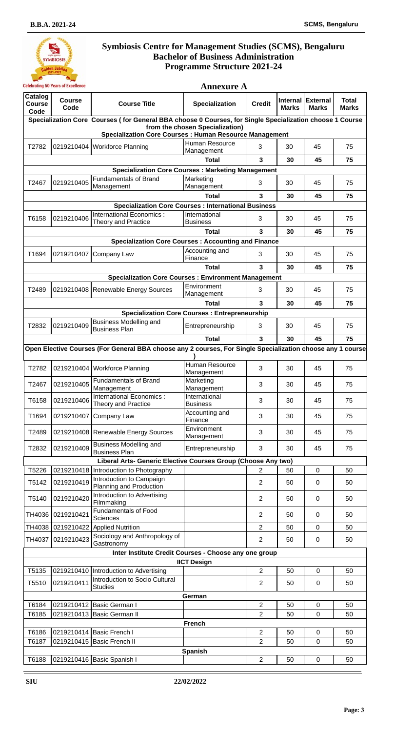# Symbiosis Centre for Management Studies (SCMS), Bengaluru
## Bachelor of Business Administration
## Programme Structure 2021-24

Celebrating 50 Years of Excellence

### Annexure A

| Catalog Course Code | Course Code | Course Title | Specialization | Credit | Internal Marks | External Marks | Total Marks |
|---|---|---|---|---|---|---|---|
| **Specialization Core Courses ( for General BBA choose 0 Courses, for Single Specialization choose 1 Course from the chosen Specialization)** | | | | | | | |
| **Specialization Core Courses : Human Resource Management** | | | | | | | |
| T2782 | 0219210404 | Workforce Planning | Human Resource Management | 3 | 30 | 45 | 75 |
| | | | **Total** | **3** | **30** | **45** | **75** |
| **Specialization Core Courses : Marketing Management** | | | | | | | |
| T2467 | 0219210405 | Fundamentals of Brand Management | Marketing Management | 3 | 30 | 45 | 75 |
| | | | **Total** | **3** | **30** | **45** | **75** |
| **Specialization Core Courses : International Business** | | | | | | | |
| T6158 | 0219210406 | International Economics : Theory and Practice | International Business | 3 | 30 | 45 | 75 |
| | | | **Total** | **3** | **30** | **45** | **75** |
| **Specialization Core Courses : Accounting and Finance** | | | | | | | |
| T1694 | 0219210407 | Company Law | Accounting and Finance | 3 | 30 | 45 | 75 |
| | | | **Total** | **3** | **30** | **45** | **75** |
| **Specialization Core Courses : Environment Management** | | | | | | | |
| T2489 | 0219210408 | Renewable Energy Sources | Environment Management | 3 | 30 | 45 | 75 |
| | | | **Total** | **3** | **30** | **45** | **75** |
| **Specialization Core Courses : Entrepreneurship** | | | | | | | |
| T2832 | 0219210409 | Business Modelling and Business Plan | Entrepreneurship | 3 | 30 | 45 | 75 |
| | | | **Total** | **3** | **30** | **45** | **75** |
| **Open Elective Courses (For General BBA choose any 2 courses, For Single Specialization choose any 1 course )** | | | | | | | |
| T2782 | 0219210404 | Workforce Planning | Human Resource Management | 3 | 30 | 45 | 75 |
| T2467 | 0219210405 | Fundamentals of Brand Management | Marketing Management | 3 | 30 | 45 | 75 |
| T6158 | 0219210406 | International Economics : Theory and Practice | International Business | 3 | 30 | 45 | 75 |
| T1694 | 0219210407 | Company Law | Accounting and Finance | 3 | 30 | 45 | 75 |
| T2489 | 0219210408 | Renewable Energy Sources | Environment Management | 3 | 30 | 45 | 75 |
| T2832 | 0219210409 | Business Modelling and Business Plan | Entrepreneurship | 3 | 30 | 45 | 75 |
| **Liberal Arts- Generic Elective Courses Group (Choose Any two)** | | | | | | | |
| T5226 | 0219210418 | Introduction to Photography | | 2 | 50 | 0 | 50 |
| T5142 | 0219210419 | Introduction to Campaign Planning and Production | | 2 | 50 | 0 | 50 |
| T5140 | 0219210420 | Introduction to Advertising Filmmaking | | 2 | 50 | 0 | 50 |
| TH4036 | 0219210421 | Fundamentals of Food Sciences | | 2 | 50 | 0 | 50 |
| TH4038 | 0219210422 | Applied Nutrition | | 2 | 50 | 0 | 50 |
| TH4037 | 0219210423 | Sociology and Anthropology of Gastronomy | | 2 | 50 | 0 | 50 |
| **Inter Institute Credit Courses - Choose any one group** | | | | | | | |
| **IICT Design** | | | | | | | |
| T5135 | 0219210410 | Introduction to Advertising | | 2 | 50 | 0 | 50 |
| T5510 | 0219210411 | Introduction to Socio Cultural Studies | | 2 | 50 | 0 | 50 |
| **German** | | | | | | | |
| T6184 | 0219210412 | Basic German I | | 2 | 50 | 0 | 50 |
| T6185 | 0219210413 | Basic German II | | 2 | 50 | 0 | 50 |
| **French** | | | | | | | |
| T6186 | 0219210414 | Basic French I | | 2 | 50 | 0 | 50 |
| T6187 | 0219210415 | Basic French II | | 2 | 50 | 0 | 50 |
| **Spanish** | | | | | | | |
| T6188 | 0219210416 | Basic Spanish I | | 2 | 50 | 0 | 50 |

SIU 22/02/2022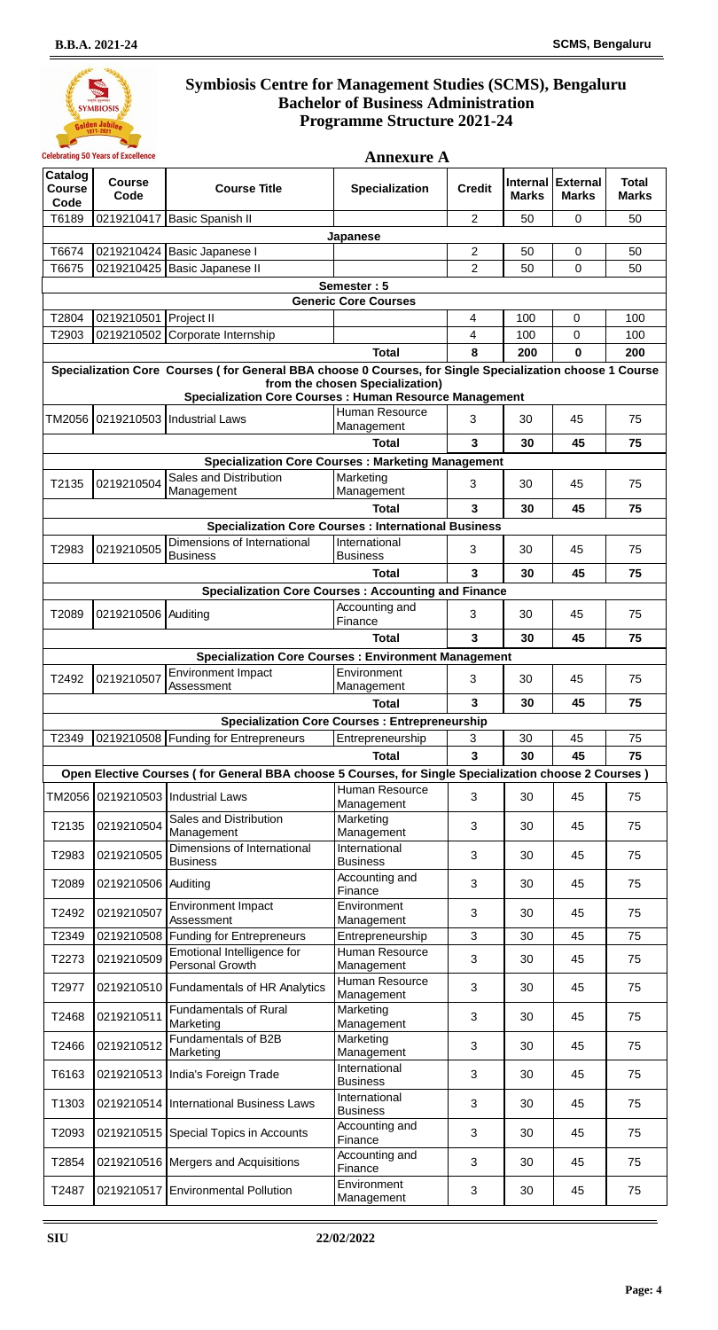## Symbiosis Centre for Management Studies (SCMS), Bengaluru
## Bachelor of Business Administration
## Programme Structure 2021-24

### Annexure A

| Catalog Course Code | Course Code | Course Title | Specialization | Credit | Internal Marks | External Marks | Total Marks |
|---|---|---|---|---|---|---|---|
| T6189 | 0219210417 | Basic Spanish II | | 2 | 50 | 0 | 50 |
| **Japanese** | | | | | | | |
| T6674 | 0219210424 | Basic Japanese I | | 2 | 50 | 0 | 50 |
| T6675 | 0219210425 | Basic Japanese II | | 2 | 50 | 0 | 50 |
| **Semester : 5** | | | | | | | |
| **Generic Core Courses** | | | | | | | |
| T2804 | 0219210501 | Project II | | 4 | 100 | 0 | 100 |
| T2903 | 0219210502 | Corporate Internship | | 4 | 100 | 0 | 100 |
| | | | **Total** | **8** | **200** | **0** | **200** |
| **Specialization Core Courses ( for General BBA choose 0 Courses, for Single Specialization choose 1 Course from the chosen Specialization)** | | | | | | | |
| **Specialization Core Courses : Human Resource Management** | | | | | | | |
| TM2056 | 0219210503 | Industrial Laws | Human Resource Management | 3 | 30 | 45 | 75 |
| | | | **Total** | **3** | **30** | **45** | **75** |
| **Specialization Core Courses : Marketing Management** | | | | | | | |
| T2135 | 0219210504 | Sales and Distribution Management | Marketing Management | 3 | 30 | 45 | 75 |
| | | | **Total** | **3** | **30** | **45** | **75** |
| **Specialization Core Courses : International Business** | | | | | | | |
| T2983 | 0219210505 | Dimensions of International Business | International Business | 3 | 30 | 45 | 75 |
| | | | **Total** | **3** | **30** | **45** | **75** |
| **Specialization Core Courses : Accounting and Finance** | | | | | | | |
| T2089 | 0219210506 | Auditing | Accounting and Finance | 3 | 30 | 45 | 75 |
| | | | **Total** | **3** | **30** | **45** | **75** |
| **Specialization Core Courses : Environment Management** | | | | | | | |
| T2492 | 0219210507 | Environment Impact Assessment | Environment Management | 3 | 30 | 45 | 75 |
| | | | **Total** | **3** | **30** | **45** | **75** |
| **Specialization Core Courses : Entrepreneurship** | | | | | | | |
| T2349 | 0219210508 | Funding for Entrepreneurs | Entrepreneurship | 3 | 30 | 45 | 75 |
| | | | **Total** | **3** | **30** | **45** | **75** |
| **Open Elective Courses ( for General BBA choose 5 Courses, for Single Specialization choose 2 Courses )** | | | | | | | |
| TM2056 | 0219210503 | Industrial Laws | Human Resource Management | 3 | 30 | 45 | 75 |
| T2135 | 0219210504 | Sales and Distribution Management | Marketing Management | 3 | 30 | 45 | 75 |
| T2983 | 0219210505 | Dimensions of International Business | International Business | 3 | 30 | 45 | 75 |
| T2089 | 0219210506 | Auditing | Accounting and Finance | 3 | 30 | 45 | 75 |
| T2492 | 0219210507 | Environment Impact Assessment | Environment Management | 3 | 30 | 45 | 75 |
| T2349 | 0219210508 | Funding for Entrepreneurs | Entrepreneurship | 3 | 30 | 45 | 75 |
| T2273 | 0219210509 | Emotional Intelligence for Personal Growth | Human Resource Management | 3 | 30 | 45 | 75 |
| T2977 | 0219210510 | Fundamentals of HR Analytics | Human Resource Management | 3 | 30 | 45 | 75 |
| T2468 | 0219210511 | Fundamentals of Rural Marketing | Marketing Management | 3 | 30 | 45 | 75 |
| T2466 | 0219210512 | Fundamentals of B2B Marketing | Marketing Management | 3 | 30 | 45 | 75 |
| T6163 | 0219210513 | India's Foreign Trade | International Business | 3 | 30 | 45 | 75 |
| T1303 | 0219210514 | International Business Laws | International Business | 3 | 30 | 45 | 75 |
| T2093 | 0219210515 | Special Topics in Accounts | Accounting and Finance | 3 | 30 | 45 | 75 |
| T2854 | 0219210516 | Mergers and Acquisitions | Accounting and Finance | 3 | 30 | 45 | 75 |
| T2487 | 0219210517 | Environmental Pollution | Environment Management | 3 | 30 | 45 | 75 |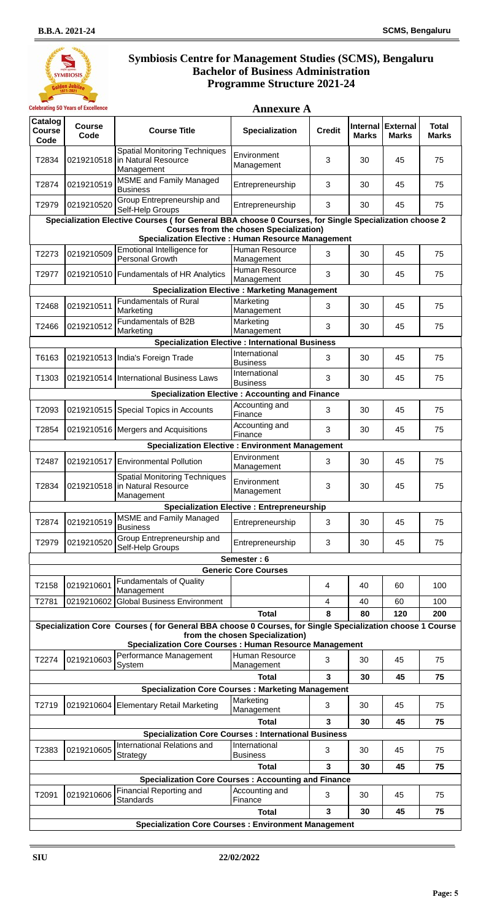# Symbiosis Centre for Management Studies (SCMS), Bengaluru
## Bachelor of Business Administration
## Programme Structure 2021-24

### Annexure A

| Catalog Course Code | Course Code | Course Title | Specialization | Credit | Internal Marks | External Marks | Total Marks |
|---|---|---|---|---|---|---|---|
| T2834 | 0219210518 | Spatial Monitoring Techniques in Natural Resource Management | Environment Management | 3 | 30 | 45 | 75 |
| T2874 | 0219210519 | MSME and Family Managed Business | Entrepreneurship | 3 | 30 | 45 | 75 |
| T2979 | 0219210520 | Group Entrepreneurship and Self-Help Groups | Entrepreneurship | 3 | 30 | 45 | 75 |
| **Specialization Elective Courses ( for General BBA choose 0 Courses, for Single Specialization choose 2 Courses from the chosen Specialization)** | | | | | | | |
| **Specialization Elective : Human Resource Management** | | | | | | | |
| T2273 | 0219210509 | Emotional Intelligence for Personal Growth | Human Resource Management | 3 | 30 | 45 | 75 |
| T2977 | 0219210510 | Fundamentals of HR Analytics | Human Resource Management | 3 | 30 | 45 | 75 |
| **Specialization Elective : Marketing Management** | | | | | | | |
| T2468 | 0219210511 | Fundamentals of Rural Marketing | Marketing Management | 3 | 30 | 45 | 75 |
| T2466 | 0219210512 | Fundamentals of B2B Marketing | Marketing Management | 3 | 30 | 45 | 75 |
| **Specialization Elective : International Business** | | | | | | | |
| T6163 | 0219210513 | India's Foreign Trade | International Business | 3 | 30 | 45 | 75 |
| T1303 | 0219210514 | International Business Laws | International Business | 3 | 30 | 45 | 75 |
| **Specialization Elective : Accounting and Finance** | | | | | | | |
| T2093 | 0219210515 | Special Topics in Accounts | Accounting and Finance | 3 | 30 | 45 | 75 |
| T2854 | 0219210516 | Mergers and Acquisitions | Accounting and Finance | 3 | 30 | 45 | 75 |
| **Specialization Elective : Environment Management** | | | | | | | |
| T2487 | 0219210517 | Environmental Pollution | Environment Management | 3 | 30 | 45 | 75 |
| T2834 | 0219210518 | Spatial Monitoring Techniques in Natural Resource Management | Environment Management | 3 | 30 | 45 | 75 |
| **Specialization Elective : Entrepreneurship** | | | | | | | |
| T2874 | 0219210519 | MSME and Family Managed Business | Entrepreneurship | 3 | 30 | 45 | 75 |
| T2979 | 0219210520 | Group Entrepreneurship and Self-Help Groups | Entrepreneurship | 3 | 30 | 45 | 75 |
| **Semester : 6** | | | | | | | |
| **Generic Core Courses** | | | | | | | |
| T2158 | 0219210601 | Fundamentals of Quality Management | | 4 | 40 | 60 | 100 |
| T2781 | 0219210602 | Global Business Environment | | 4 | 40 | 60 | 100 |
| | | | **Total** | **8** | **80** | **120** | **200** |
| **Specialization Core Courses ( for General BBA choose 0 Courses, for Single Specialization choose 1 Course from the chosen Specialization)** | | | | | | | |
| **Specialization Core Courses : Human Resource Management** | | | | | | | |
| T2274 | 0219210603 | Performance Management System | Human Resource Management | 3 | 30 | 45 | 75 |
| | | | **Total** | **3** | **30** | **45** | **75** |
| **Specialization Core Courses : Marketing Management** | | | | | | | |
| T2719 | 0219210604 | Elementary Retail Marketing | Marketing Management | 3 | 30 | 45 | 75 |
| | | | **Total** | **3** | **30** | **45** | **75** |
| **Specialization Core Courses : International Business** | | | | | | | |
| T2383 | 0219210605 | International Relations and Strategy | International Business | 3 | 30 | 45 | 75 |
| | | | **Total** | **3** | **30** | **45** | **75** |
| **Specialization Core Courses : Accounting and Finance** | | | | | | | |
| T2091 | 0219210606 | Financial Reporting and Standards | Accounting and Finance | 3 | 30 | 45 | 75 |
| | | | **Total** | **3** | **30** | **45** | **75** |
| **Specialization Core Courses : Environment Management** | | | | | | | |

SIU 22/02/2022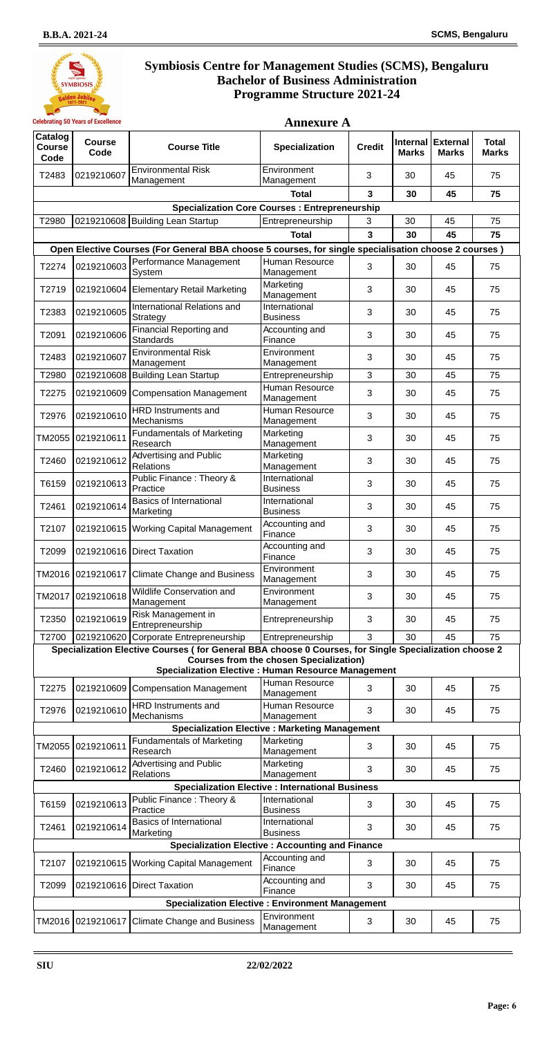# Symbiosis Centre for Management Studies (SCMS), Bengaluru
## Bachelor of Business Administration
## Programme Structure 2021-24

Celebrating 50 Years of Excellence

### Annexure A

| Catalog Course Code | Course Code | Course Title | Specialization | Credit | Internal Marks | External Marks | Total Marks |
|---|---|---|---|---|---|---|---|
| T2483 | 0219210607 | Environmental Risk Management | Environment Management | 3 | 30 | 45 | 75 |
| | | | **Total** | **3** | **30** | **45** | **75** |
| **Specialization Core Courses : Entrepreneurship** | | | | | | | |
| T2980 | 0219210608 | Building Lean Startup | Entrepreneurship | 3 | 30 | 45 | 75 |
| | | | **Total** | **3** | **30** | **45** | **75** |
| **Open Elective Courses (For General BBA choose 5 courses, for single specialization choose 2 courses )** | | | | | | | |
| T2274 | 0219210603 | Performance Management System | Human Resource Management | 3 | 30 | 45 | 75 |
| T2719 | 0219210604 | Elementary Retail Marketing | Marketing Management | 3 | 30 | 45 | 75 |
| T2383 | 0219210605 | International Relations and Strategy | International Business | 3 | 30 | 45 | 75 |
| T2091 | 0219210606 | Financial Reporting and Standards | Accounting and Finance | 3 | 30 | 45 | 75 |
| T2483 | 0219210607 | Environmental Risk Management | Environment Management | 3 | 30 | 45 | 75 |
| T2980 | 0219210608 | Building Lean Startup | Entrepreneurship | 3 | 30 | 45 | 75 |
| T2275 | 0219210609 | Compensation Management | Human Resource Management | 3 | 30 | 45 | 75 |
| T2976 | 0219210610 | HRD Instruments and Mechanisms | Human Resource Management | 3 | 30 | 45 | 75 |
| TM2055 | 0219210611 | Fundamentals of Marketing Research | Marketing Management | 3 | 30 | 45 | 75 |
| T2460 | 0219210612 | Advertising and Public Relations | Marketing Management | 3 | 30 | 45 | 75 |
| T6159 | 0219210613 | Public Finance : Theory & Practice | International Business | 3 | 30 | 45 | 75 |
| T2461 | 0219210614 | Basics of International Marketing | International Business | 3 | 30 | 45 | 75 |
| T2107 | 0219210615 | Working Capital Management | Accounting and Finance | 3 | 30 | 45 | 75 |
| T2099 | 0219210616 | Direct Taxation | Accounting and Finance | 3 | 30 | 45 | 75 |
| TM2016 | 0219210617 | Climate Change and Business | Environment Management | 3 | 30 | 45 | 75 |
| TM2017 | 0219210618 | Wildlife Conservation and Management | Environment Management | 3 | 30 | 45 | 75 |
| T2350 | 0219210619 | Risk Management in Entrepreneurship | Entrepreneurship | 3 | 30 | 45 | 75 |
| T2700 | 0219210620 | Corporate Entrepreneurship | Entrepreneurship | 3 | 30 | 45 | 75 |
| **Specialization Elective Courses ( for General BBA choose 0 Courses, for Single Specialization choose 2 Courses from the chosen Specialization)** | | | | | | | |
| **Specialization Elective : Human Resource Management** | | | | | | | |
| T2275 | 0219210609 | Compensation Management | Human Resource Management | 3 | 30 | 45 | 75 |
| T2976 | 0219210610 | HRD Instruments and Mechanisms | Human Resource Management | 3 | 30 | 45 | 75 |
| **Specialization Elective : Marketing Management** | | | | | | | |
| TM2055 | 0219210611 | Fundamentals of Marketing Research | Marketing Management | 3 | 30 | 45 | 75 |
| T2460 | 0219210612 | Advertising and Public Relations | Marketing Management | 3 | 30 | 45 | 75 |
| **Specialization Elective : International Business** | | | | | | | |
| T6159 | 0219210613 | Public Finance : Theory & Practice | International Business | 3 | 30 | 45 | 75 |
| T2461 | 0219210614 | Basics of International Marketing | International Business | 3 | 30 | 45 | 75 |
| **Specialization Elective : Accounting and Finance** | | | | | | | |
| T2107 | 0219210615 | Working Capital Management | Accounting and Finance | 3 | 30 | 45 | 75 |
| T2099 | 0219210616 | Direct Taxation | Accounting and Finance | 3 | 30 | 45 | 75 |
| **Specialization Elective : Environment Management** | | | | | | | |
| TM2016 | 0219210617 | Climate Change and Business | Environment Management | 3 | 30 | 45 | 75 |

SIU 22/02/2022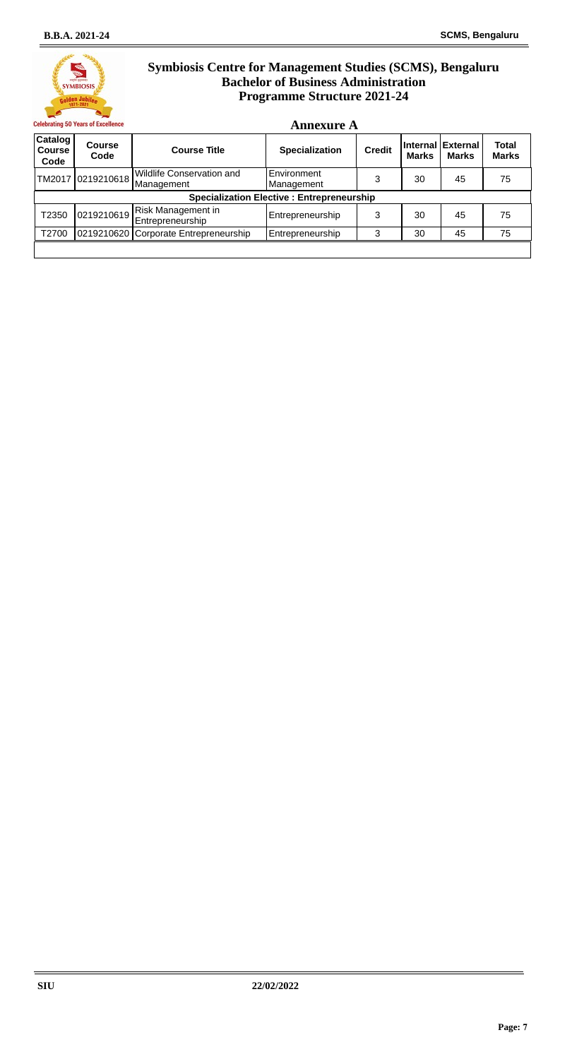# Symbiosis Centre for Management Studies (SCMS), Bengaluru
## Bachelor of Business Administration
## Programme Structure 2021-24

### Annexure A

| Catalog Course Code | Course Code | Course Title | Specialization | Credit | Internal Marks | External Marks | Total Marks |
|---|---|---|---|---|---|---|---|
| TM2017 | 0219210618 | Wildlife Conservation and Management | Environment Management | 3 | 30 | 45 | 75 |
| **Specialization Elective : Entrepreneurship** | | | | | | | |
| T2350 | 0219210619 | Risk Management in Entrepreneurship | Entrepreneurship | 3 | 30 | 45 | 75 |
| T2700 | 0219210620 | Corporate Entrepreneurship | Entrepreneurship | 3 | 30 | 45 | 75 |

SIU 22/02/2022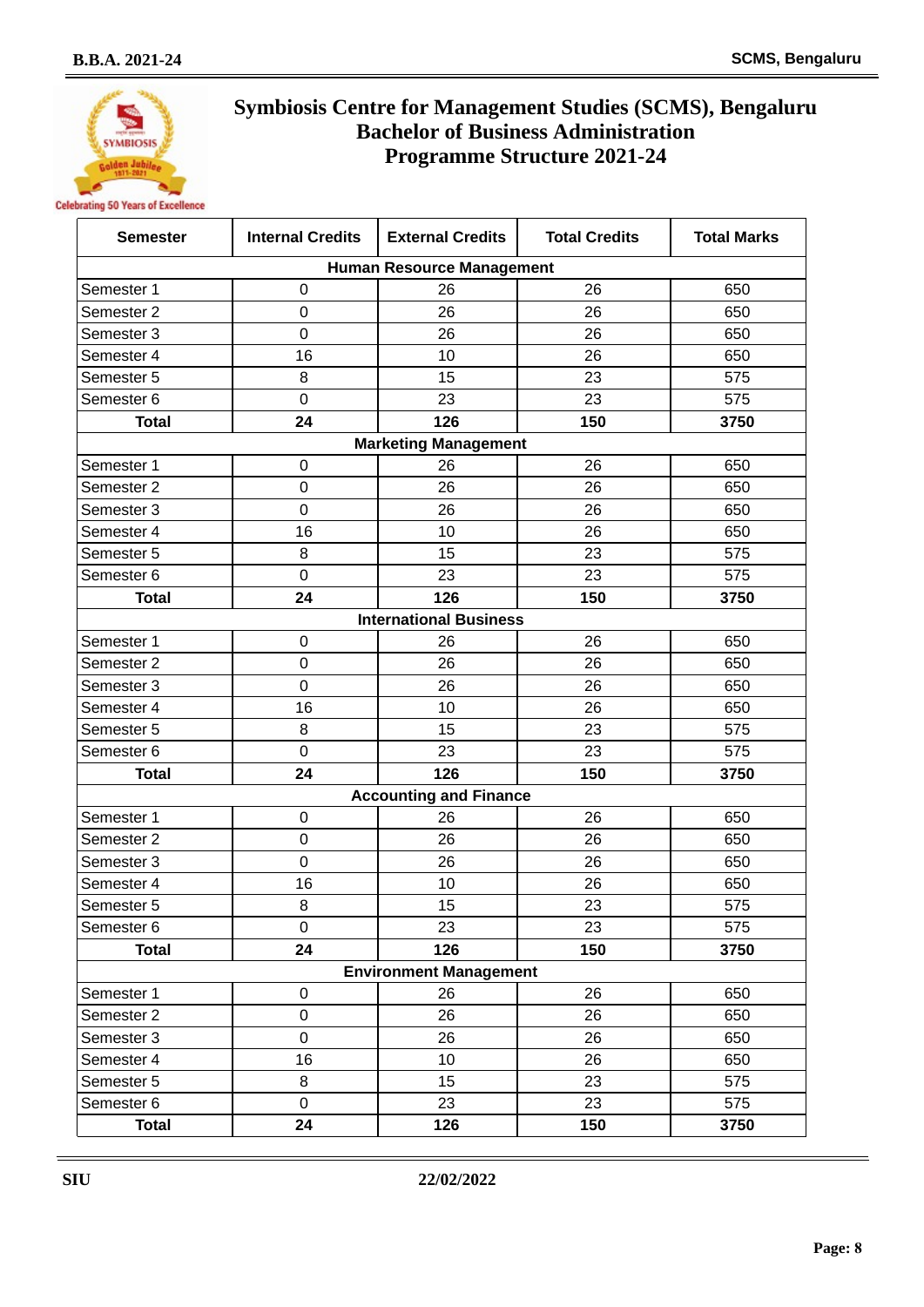# Symbiosis Centre for Management Studies (SCMS), Bengaluru
## Bachelor of Business Administration
## Programme Structure 2021-24

| Semester | Internal Credits | External Credits | Total Credits | Total Marks |
|---|---|---|---|---|
| **Human Resource Management** | | | | |
| Semester 1 | 0 | 26 | 26 | 650 |
| Semester 2 | 0 | 26 | 26 | 650 |
| Semester 3 | 0 | 26 | 26 | 650 |
| Semester 4 | 16 | 10 | 26 | 650 |
| Semester 5 | 8 | 15 | 23 | 575 |
| Semester 6 | 0 | 23 | 23 | 575 |
| **Total** | **24** | **126** | **150** | **3750** |
| **Marketing Management** | | | | |
| Semester 1 | 0 | 26 | 26 | 650 |
| Semester 2 | 0 | 26 | 26 | 650 |
| Semester 3 | 0 | 26 | 26 | 650 |
| Semester 4 | 16 | 10 | 26 | 650 |
| Semester 5 | 8 | 15 | 23 | 575 |
| Semester 6 | 0 | 23 | 23 | 575 |
| **Total** | **24** | **126** | **150** | **3750** |
| **International Business** | | | | |
| Semester 1 | 0 | 26 | 26 | 650 |
| Semester 2 | 0 | 26 | 26 | 650 |
| Semester 3 | 0 | 26 | 26 | 650 |
| Semester 4 | 16 | 10 | 26 | 650 |
| Semester 5 | 8 | 15 | 23 | 575 |
| Semester 6 | 0 | 23 | 23 | 575 |
| **Total** | **24** | **126** | **150** | **3750** |
| **Accounting and Finance** | | | | |
| Semester 1 | 0 | 26 | 26 | 650 |
| Semester 2 | 0 | 26 | 26 | 650 |
| Semester 3 | 0 | 26 | 26 | 650 |
| Semester 4 | 16 | 10 | 26 | 650 |
| Semester 5 | 8 | 15 | 23 | 575 |
| Semester 6 | 0 | 23 | 23 | 575 |
| **Total** | **24** | **126** | **150** | **3750** |
| **Environment Management** | | | | |
| Semester 1 | 0 | 26 | 26 | 650 |
| Semester 2 | 0 | 26 | 26 | 650 |
| Semester 3 | 0 | 26 | 26 | 650 |
| Semester 4 | 16 | 10 | 26 | 650 |
| Semester 5 | 8 | 15 | 23 | 575 |
| Semester 6 | 0 | 23 | 23 | 575 |
| **Total** | **24** | **126** | **150** | **3750** |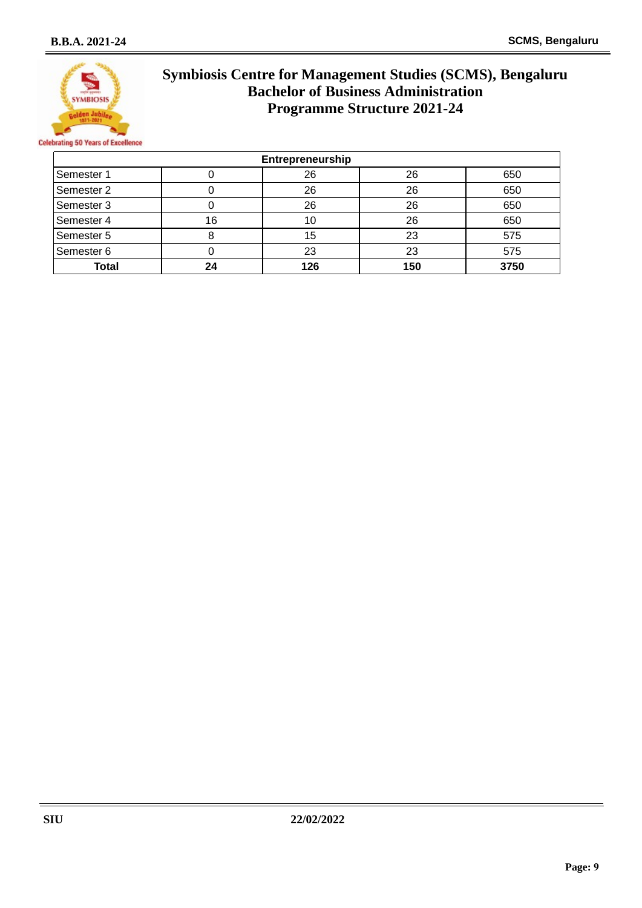# Symbiosis Centre for Management Studies (SCMS), Bengaluru
## Bachelor of Business Administration
## Programme Structure 2021-24

| Entrepreneurship | | | | |
|---|---|---|---|---|
| Semester 1 | 0 | 26 | 26 | 650 |
| Semester 2 | 0 | 26 | 26 | 650 |
| Semester 3 | 0 | 26 | 26 | 650 |
| Semester 4 | 16 | 10 | 26 | 650 |
| Semester 5 | 8 | 15 | 23 | 575 |
| Semester 6 | 0 | 23 | 23 | 575 |
| **Total** | **24** | **126** | **150** | **3750** |

SIU 22/02/2022